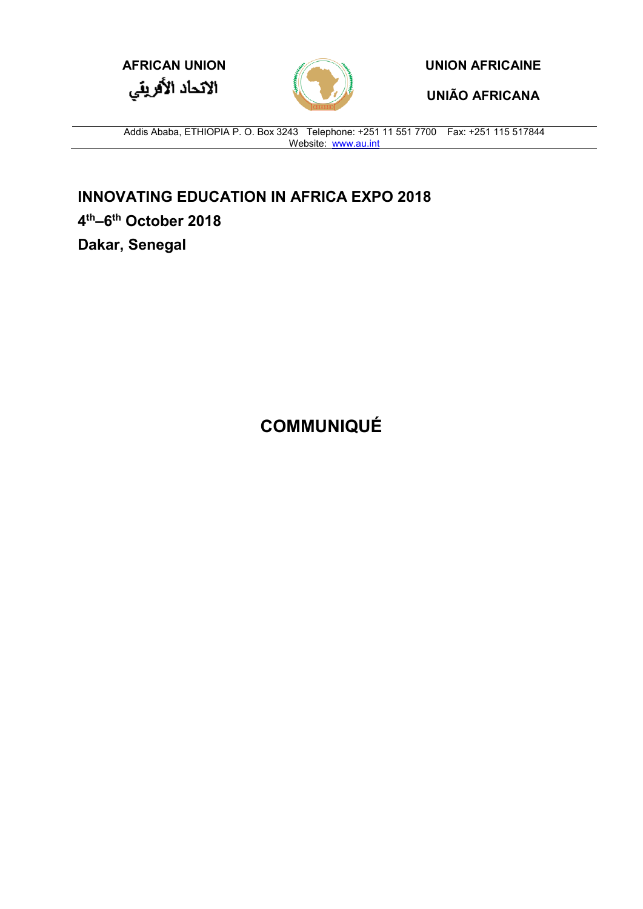**AFRICAN UNION**

**الاتحاد الأفريقي**

**UNION AFRICAINE**

**UNIÃO AFRICANA**

Addis Ababa, ETHIOPIA P. O. Box 3243 Telephone: +251 11 551 7700 Fax: +251 115 517844
Website: www.au.int

**INNOVATING EDUCATION IN AFRICA EXPO 2018**

**4th–6th October 2018**

**Dakar, Senegal**

# COMMUNIQUÉ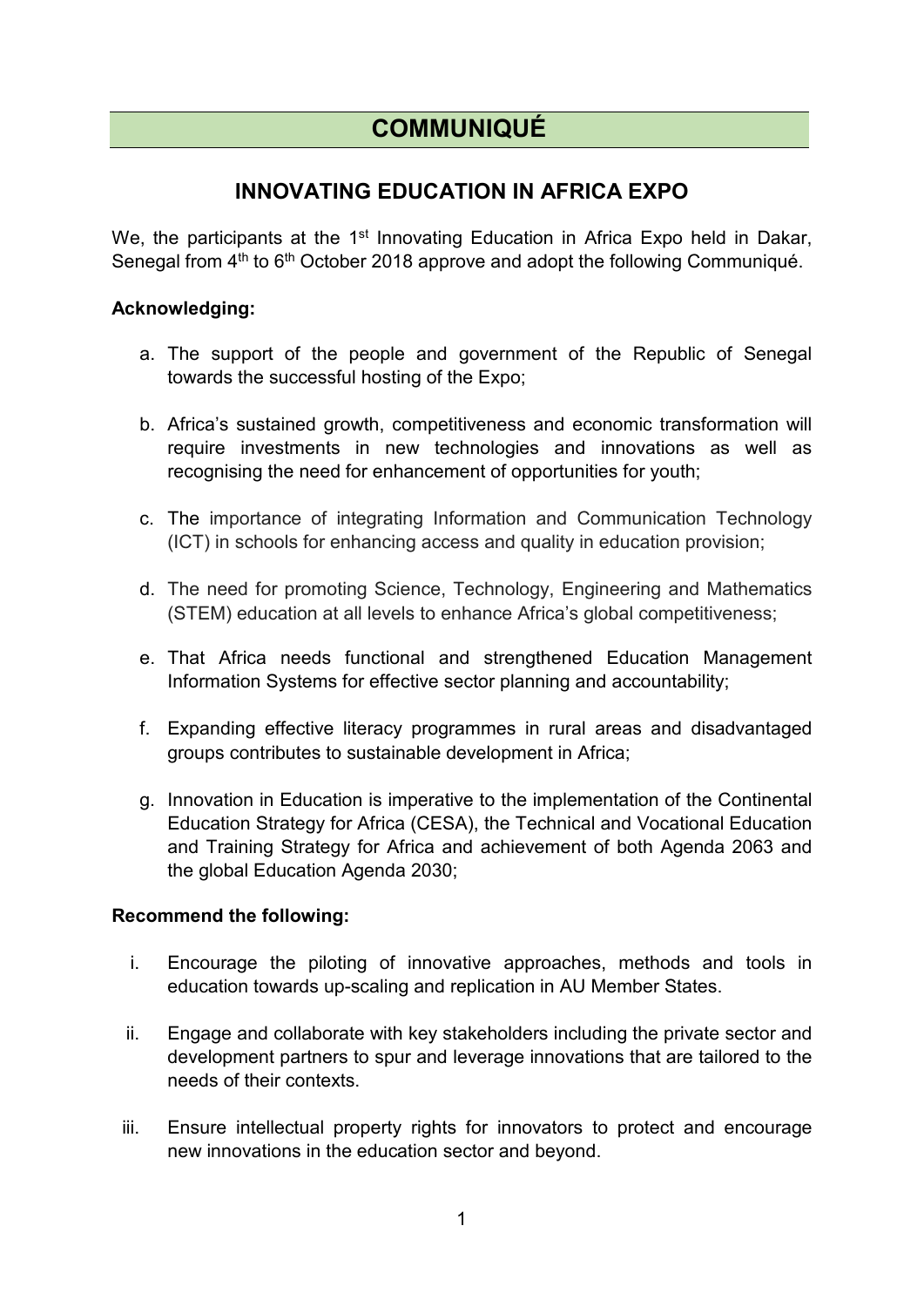# COMMUNIQUÉ

## INNOVATING EDUCATION IN AFRICA EXPO

We, the participants at the 1st Innovating Education in Africa Expo held in Dakar, Senegal from 4th to 6th October 2018 approve and adopt the following Communiqué.

**Acknowledging:**

a. The support of the people and government of the Republic of Senegal towards the successful hosting of the Expo;

b. Africa's sustained growth, competitiveness and economic transformation will require investments in new technologies and innovations as well as recognising the need for enhancement of opportunities for youth;

c. The importance of integrating Information and Communication Technology (ICT) in schools for enhancing access and quality in education provision;

d. The need for promoting Science, Technology, Engineering and Mathematics (STEM) education at all levels to enhance Africa's global competitiveness;

e. That Africa needs functional and strengthened Education Management Information Systems for effective sector planning and accountability;

f. Expanding effective literacy programmes in rural areas and disadvantaged groups contributes to sustainable development in Africa;

g. Innovation in Education is imperative to the implementation of the Continental Education Strategy for Africa (CESA), the Technical and Vocational Education and Training Strategy for Africa and achievement of both Agenda 2063 and the global Education Agenda 2030;

**Recommend the following:**

i. Encourage the piloting of innovative approaches, methods and tools in education towards up-scaling and replication in AU Member States.

ii. Engage and collaborate with key stakeholders including the private sector and development partners to spur and leverage innovations that are tailored to the needs of their contexts.

iii. Ensure intellectual property rights for innovators to protect and encourage new innovations in the education sector and beyond.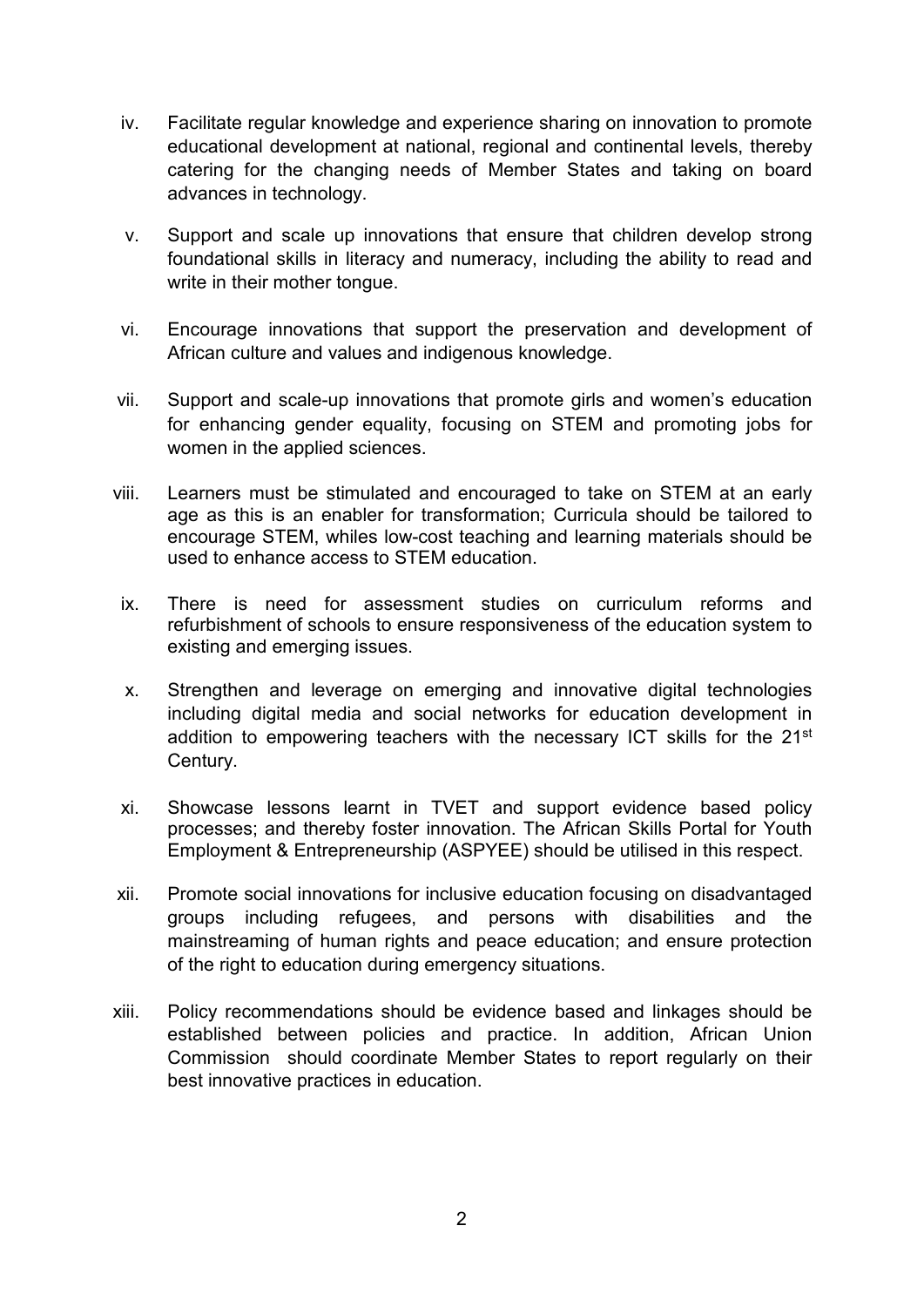iv. Facilitate regular knowledge and experience sharing on innovation to promote educational development at national, regional and continental levels, thereby catering for the changing needs of Member States and taking on board advances in technology.

v. Support and scale up innovations that ensure that children develop strong foundational skills in literacy and numeracy, including the ability to read and write in their mother tongue.

vi. Encourage innovations that support the preservation and development of African culture and values and indigenous knowledge.

vii. Support and scale-up innovations that promote girls and women's education for enhancing gender equality, focusing on STEM and promoting jobs for women in the applied sciences.

viii. Learners must be stimulated and encouraged to take on STEM at an early age as this is an enabler for transformation; Curricula should be tailored to encourage STEM, whiles low-cost teaching and learning materials should be used to enhance access to STEM education.

ix. There is need for assessment studies on curriculum reforms and refurbishment of schools to ensure responsiveness of the education system to existing and emerging issues.

x. Strengthen and leverage on emerging and innovative digital technologies including digital media and social networks for education development in addition to empowering teachers with the necessary ICT skills for the 21st Century.

xi. Showcase lessons learnt in TVET and support evidence based policy processes; and thereby foster innovation. The African Skills Portal for Youth Employment & Entrepreneurship (ASPYEE) should be utilised in this respect.

xii. Promote social innovations for inclusive education focusing on disadvantaged groups including refugees, and persons with disabilities and the mainstreaming of human rights and peace education; and ensure protection of the right to education during emergency situations.

xiii. Policy recommendations should be evidence based and linkages should be established between policies and practice. In addition, African Union Commission should coordinate Member States to report regularly on their best innovative practices in education.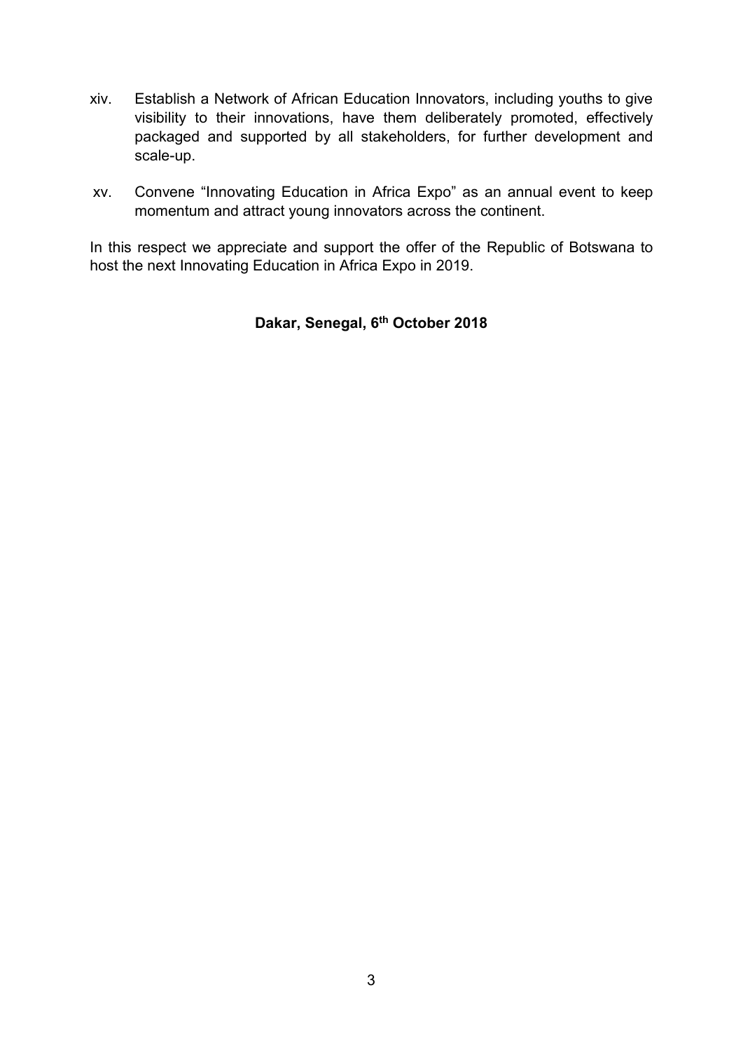xiv. Establish a Network of African Education Innovators, including youths to give visibility to their innovations, have them deliberately promoted, effectively packaged and supported by all stakeholders, for further development and scale-up.

xv. Convene "Innovating Education in Africa Expo" as an annual event to keep momentum and attract young innovators across the continent.

In this respect we appreciate and support the offer of the Republic of Botswana to host the next Innovating Education in Africa Expo in 2019.

**Dakar, Senegal, 6th October 2018**